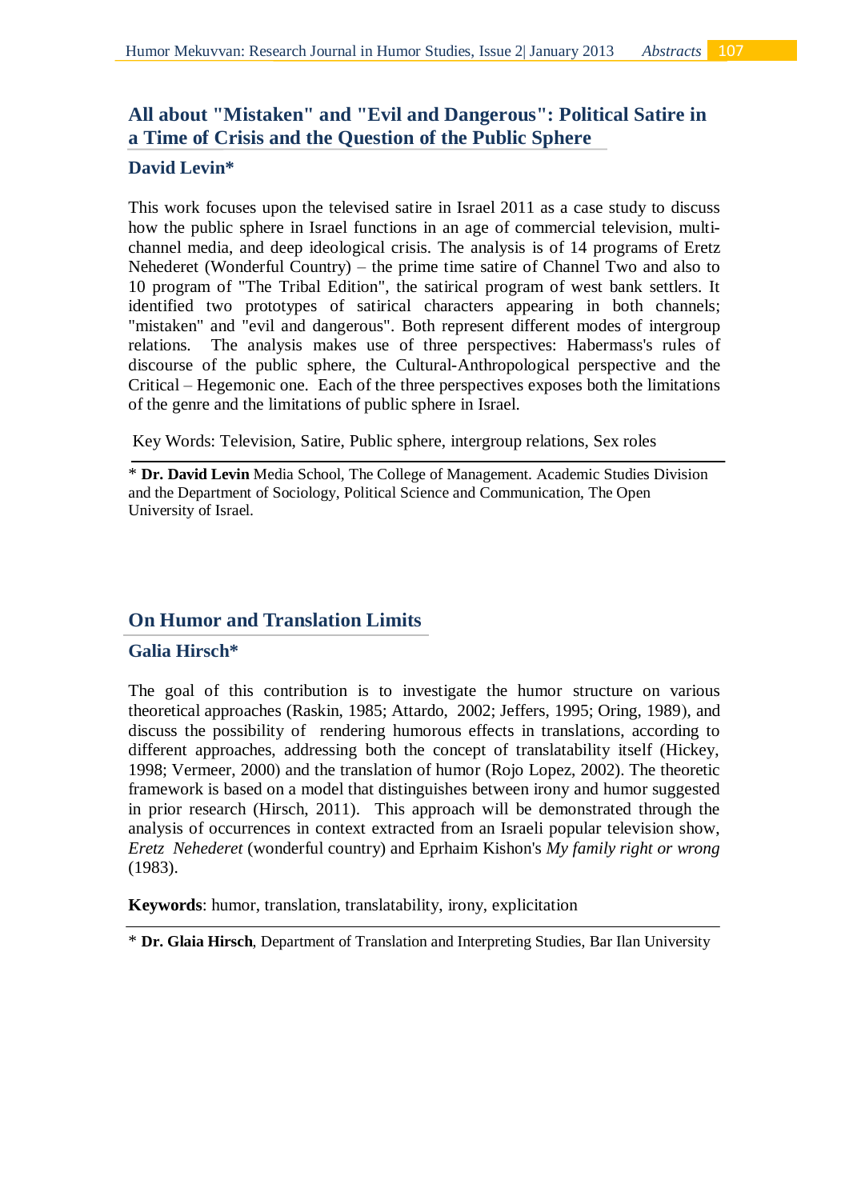## All about "Mistaken" and "Evil and Dangerous": Political Satire in a Time of Crisis and the Question of the Public Sphere

### David Levin*

This work focuses upon the televised satire in Israel 2011 as a case study to discuss how the public sphere in Israel functions in an age of commercial television, multi-channel media, and deep ideological crisis. The analysis is of 14 programs of Eretz Nehederet (Wonderful Country) – the prime time satire of Channel Two and also to 10 program of "The Tribal Edition", the satirical program of west bank settlers. It identified two prototypes of satirical characters appearing in both channels; "mistaken" and "evil and dangerous". Both represent different modes of intergroup relations. The analysis makes use of three perspectives: Habermass's rules of discourse of the public sphere, the Cultural-Anthropological perspective and the Critical – Hegemonic one. Each of the three perspectives exposes both the limitations of the genre and the limitations of public sphere in Israel.

Key Words: Television, Satire, Public sphere, intergroup relations, Sex roles

---

* **Dr. David Levin** Media School, The College of Management. Academic Studies Division and the Department of Sociology, Political Science and Communication, The Open University of Israel.

## On Humor and Translation Limits

### Galia Hirsch*

The goal of this contribution is to investigate the humor structure on various theoretical approaches (Raskin, 1985; Attardo, 2002; Jeffers, 1995; Oring, 1989), and discuss the possibility of rendering humorous effects in translations, according to different approaches, addressing both the concept of translatability itself (Hickey, 1998; Vermeer, 2000) and the translation of humor (Rojo Lopez, 2002). The theoretic framework is based on a model that distinguishes between irony and humor suggested in prior research (Hirsch, 2011). This approach will be demonstrated through the analysis of occurrences in context extracted from an Israeli popular television show, *Eretz Nehederet* (wonderful country) and Eprhaim Kishon's *My family right or wrong* (1983).

**Keywords**: humor, translation, translatability, irony, explicitation

---

* **Dr. Glaia Hirsch**, Department of Translation and Interpreting Studies, Bar Ilan University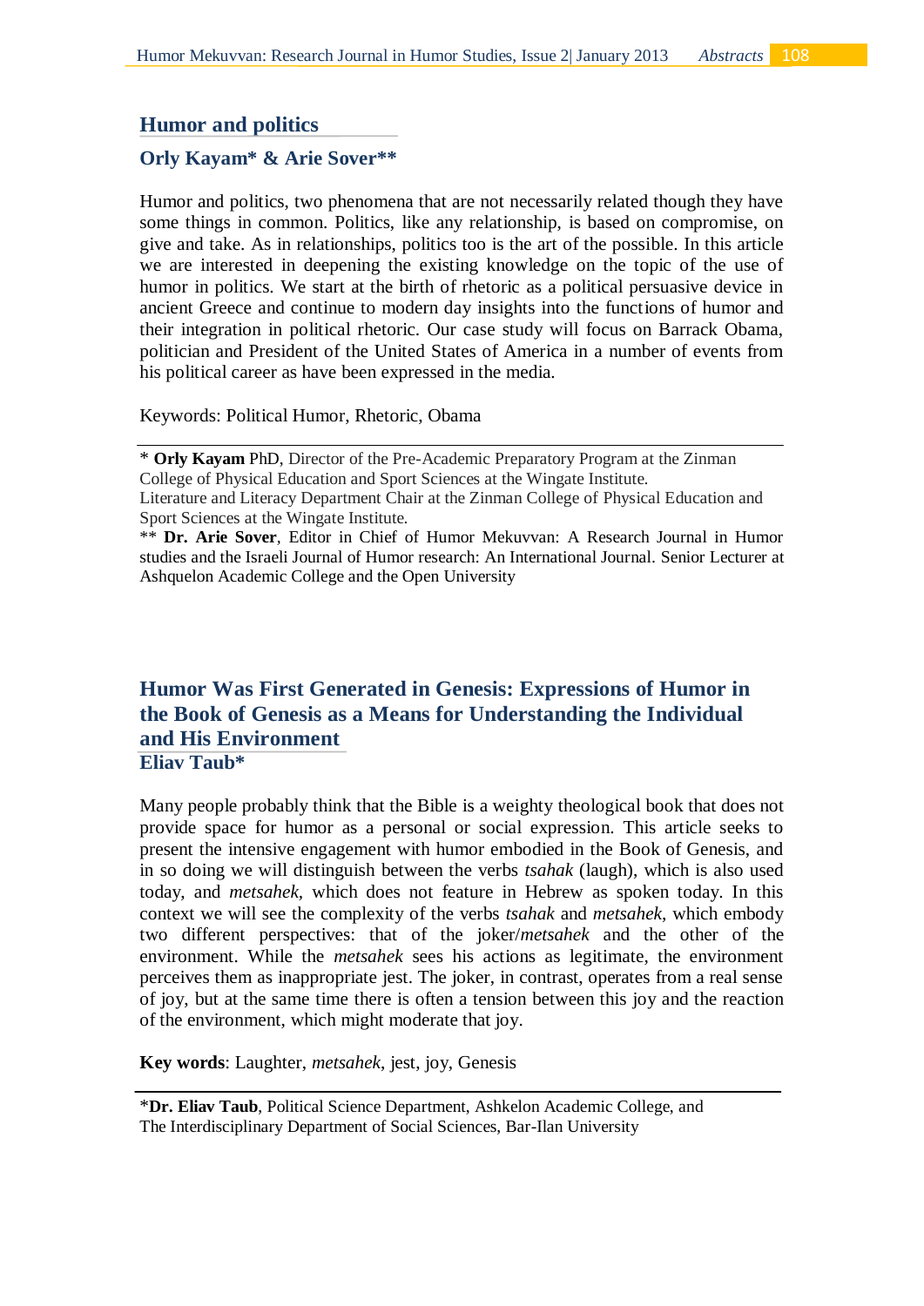## Humor and politics

### Orly Kayam* & Arie Sover**

Humor and politics, two phenomena that are not necessarily related though they have some things in common. Politics, like any relationship, is based on compromise, on give and take. As in relationships, politics too is the art of the possible. In this article we are interested in deepening the existing knowledge on the topic of the use of humor in politics. We start at the birth of rhetoric as a political persuasive device in ancient Greece and continue to modern day insights into the functions of humor and their integration in political rhetoric. Our case study will focus on Barrack Obama, politician and President of the United States of America in a number of events from his political career as have been expressed in the media.

Keywords: Political Humor, Rhetoric, Obama

---

\* **Orly Kayam** PhD, Director of the Pre-Academic Preparatory Program at the Zinman College of Physical Education and Sport Sciences at the Wingate Institute.
Literature and Literacy Department Chair at the Zinman College of Physical Education and Sport Sciences at the Wingate Institute.

\** **Dr. Arie Sover**, Editor in Chief of Humor Mekuvvan: A Research Journal in Humor studies and the Israeli Journal of Humor research: An International Journal. Senior Lecturer at Ashquelon Academic College and the Open University

## Humor Was First Generated in Genesis: Expressions of Humor in the Book of Genesis as a Means for Understanding the Individual and His Environment

### Eliav Taub*

Many people probably think that the Bible is a weighty theological book that does not provide space for humor as a personal or social expression. This article seeks to present the intensive engagement with humor embodied in the Book of Genesis, and in so doing we will distinguish between the verbs *tsahak* (laugh), which is also used today, and *metsahek*, which does not feature in Hebrew as spoken today. In this context we will see the complexity of the verbs *tsahak* and *metsahek*, which embody two different perspectives: that of the joker/*metsahek* and the other of the environment. While the *metsahek* sees his actions as legitimate, the environment perceives them as inappropriate jest. The joker, in contrast, operates from a real sense of joy, but at the same time there is often a tension between this joy and the reaction of the environment, which might moderate that joy.

**Key words**: Laughter, *metsahek*, jest, joy, Genesis

---

\***Dr. Eliav Taub**, Political Science Department, Ashkelon Academic College, and The Interdisciplinary Department of Social Sciences, Bar-Ilan University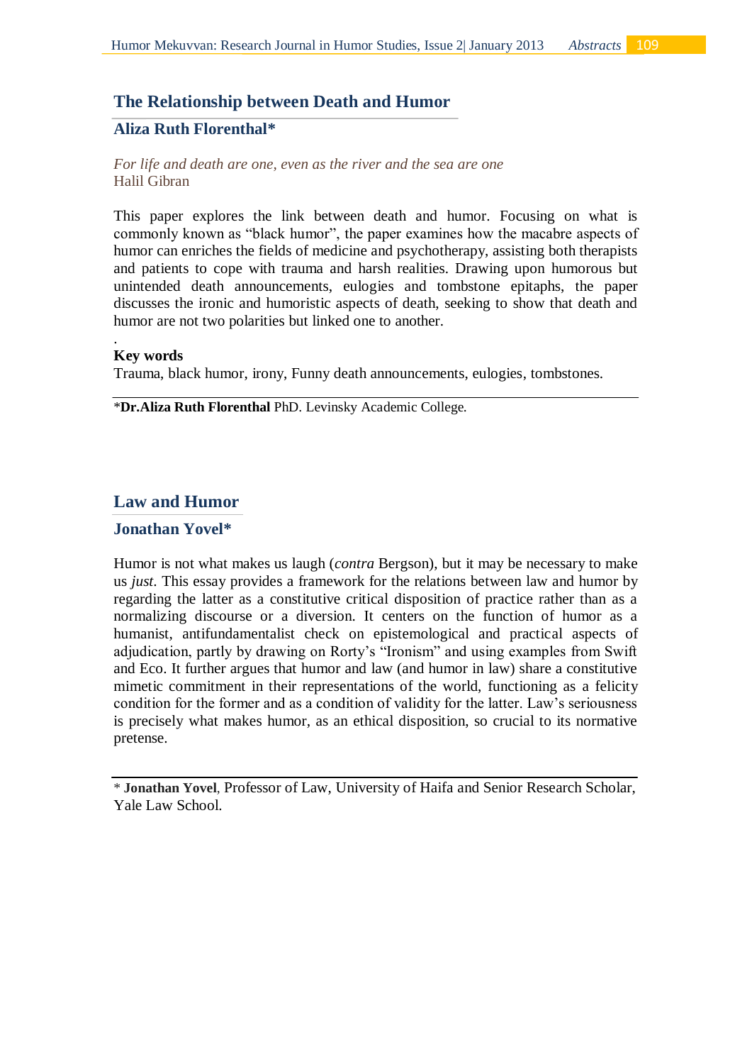## The Relationship between Death and Humor

### Aliza Ruth Florenthal*

*For life and death are one, even as the river and the sea are one*
Halil Gibran

This paper explores the link between death and humor. Focusing on what is commonly known as "black humor", the paper examines how the macabre aspects of humor can enriches the fields of medicine and psychotherapy, assisting both therapists and patients to cope with trauma and harsh realities. Drawing upon humorous but unintended death announcements, eulogies and tombstone epitaphs, the paper discusses the ironic and humoristic aspects of death, seeking to show that death and humor are not two polarities but linked one to another.

.

**Key words**

Trauma, black humor, irony, Funny death announcements, eulogies, tombstones.

---

*__Dr.Aliza Ruth Florenthal__ PhD. Levinsky Academic College.

## Law and Humor

### Jonathan Yovel*

Humor is not what makes us laugh (*contra* Bergson), but it may be necessary to make us *just*. This essay provides a framework for the relations between law and humor by regarding the latter as a constitutive critical disposition of practice rather than as a normalizing discourse or a diversion. It centers on the function of humor as a humanist, antifundamentalist check on epistemological and practical aspects of adjudication, partly by drawing on Rorty's "Ironism" and using examples from Swift and Eco. It further argues that humor and law (and humor in law) share a constitutive mimetic commitment in their representations of the world, functioning as a felicity condition for the former and as a condition of validity for the latter. Law's seriousness is precisely what makes humor, as an ethical disposition, so crucial to its normative pretense.

---

* **Jonathan Yovel**, Professor of Law, University of Haifa and Senior Research Scholar, Yale Law School.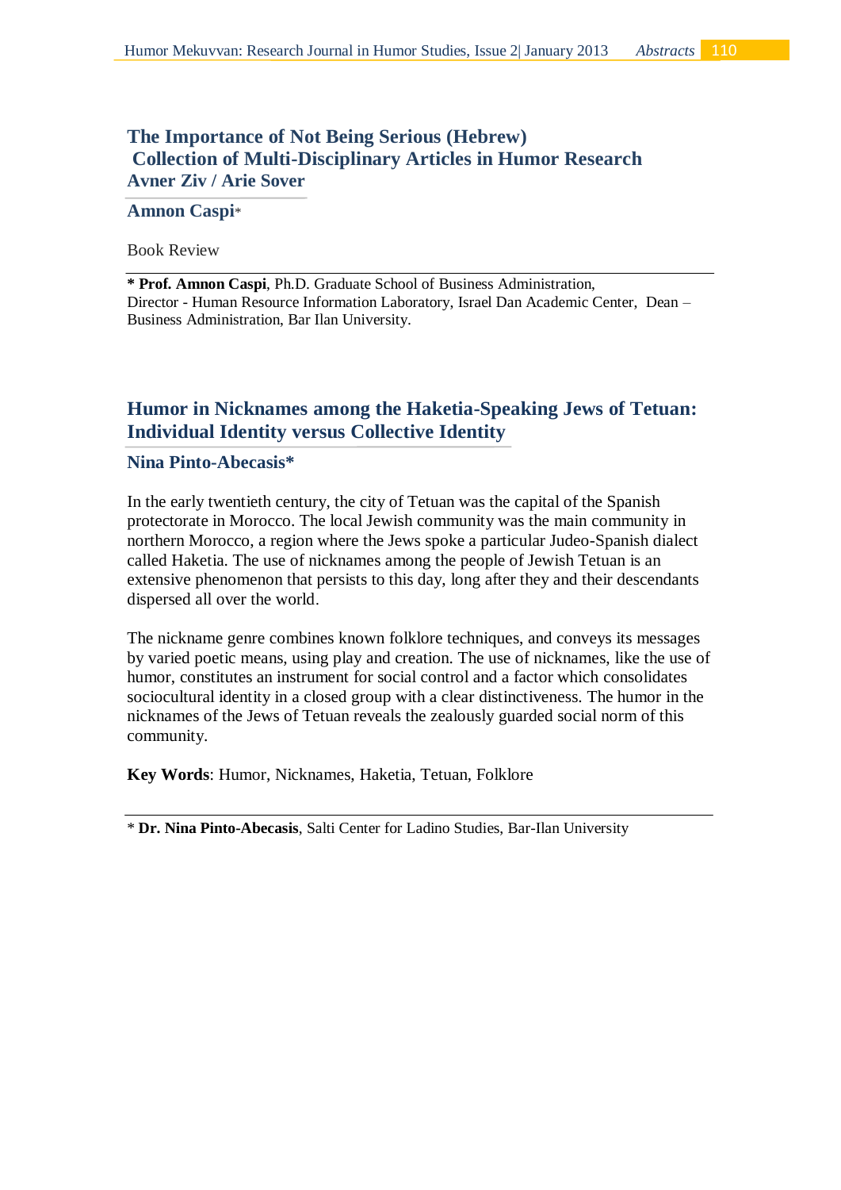## The Importance of Not Being Serious (Hebrew)
## Collection of Multi-Disciplinary Articles in Humor Research
## Avner Ziv / Arie Sover

### Amnon Caspi*

Book Review

**\* Prof. Amnon Caspi**, Ph.D. Graduate School of Business Administration, Director - Human Resource Information Laboratory, Israel Dan Academic Center, Dean – Business Administration, Bar Ilan University.

## Humor in Nicknames among the Haketia-Speaking Jews of Tetuan: Individual Identity versus Collective Identity

### Nina Pinto-Abecasis*

In the early twentieth century, the city of Tetuan was the capital of the Spanish protectorate in Morocco. The local Jewish community was the main community in northern Morocco, a region where the Jews spoke a particular Judeo-Spanish dialect called Haketia. The use of nicknames among the people of Jewish Tetuan is an extensive phenomenon that persists to this day, long after they and their descendants dispersed all over the world.

The nickname genre combines known folklore techniques, and conveys its messages by varied poetic means, using play and creation. The use of nicknames, like the use of humor, constitutes an instrument for social control and a factor which consolidates sociocultural identity in a closed group with a clear distinctiveness. The humor in the nicknames of the Jews of Tetuan reveals the zealously guarded social norm of this community.

**Key Words**: Humor, Nicknames, Haketia, Tetuan, Folklore

\* **Dr. Nina Pinto-Abecasis**, Salti Center for Ladino Studies, Bar-Ilan University